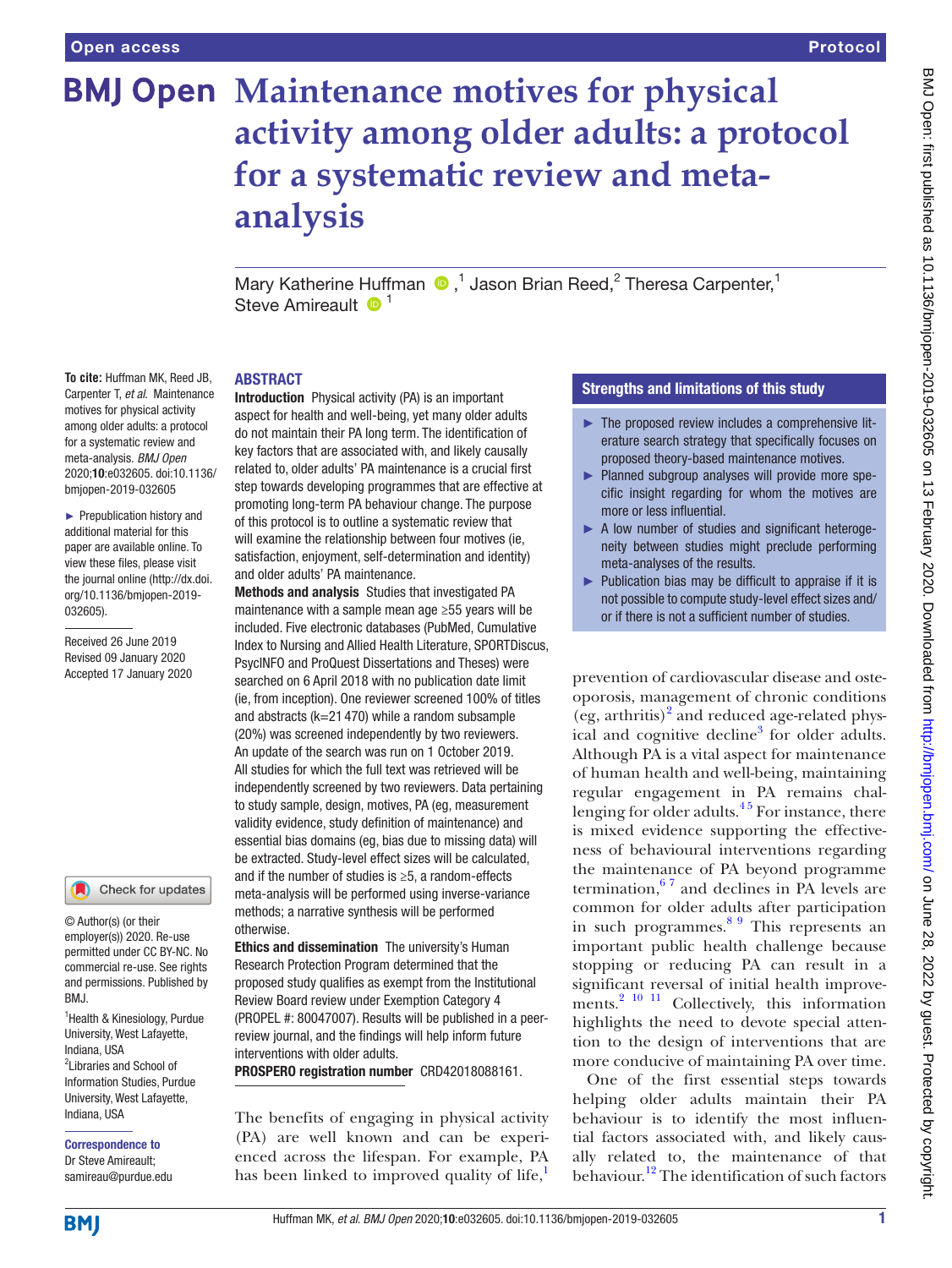# Maintenance motives for physical activity among older adults: a protocol for a systematic review and meta-analysis

Mary Katherine Huffman [1], Jason Brian Reed [2], Theresa Carpenter [1], Steve Amireault [1]

**To cite:** Huffman MK, Reed JB, Carpenter T, *et al*. Maintenance motives for physical activity among older adults: a protocol for a systematic review and meta-analysis. *BMJ Open* 2020;**10**:e032605. doi:10.1136/bmjopen-2019-032605

► Prepublication history and additional material for this paper are available online. To view these files, please visit the journal online (http://dx.doi.org/10.1136/bmjopen-2019-032605).

Received 26 June 2019
Revised 09 January 2020
Accepted 17 January 2020

© Author(s) (or their employer(s)) 2020. Re-use permitted under CC BY-NC. No commercial re-use. See rights and permissions. Published by BMJ.

[1] Health & Kinesiology, Purdue University, West Lafayette, Indiana, USA
[2] Libraries and School of Information Studies, Purdue University, West Lafayette, Indiana, USA

**Correspondence to**
Dr Steve Amireault; samireau@purdue.edu

## ABSTRACT

**Introduction** Physical activity (PA) is an important aspect for health and well-being, yet many older adults do not maintain their PA long term. The identification of key factors that are associated with, and likely causally related to, older adults' PA maintenance is a crucial first step towards developing programmes that are effective at promoting long-term PA behaviour change. The purpose of this protocol is to outline a systematic review that will examine the relationship between four motives (ie, satisfaction, enjoyment, self-determination and identity) and older adults' PA maintenance.

**Methods and analysis** Studies that investigated PA maintenance with a sample mean age ≥55 years will be included. Five electronic databases (PubMed, Cumulative Index to Nursing and Allied Health Literature, SPORTDiscus, PsycINFO and ProQuest Dissertations and Theses) were searched on 6 April 2018 with no publication date limit (ie, from inception). One reviewer screened 100% of titles and abstracts (k=21 470) while a random subsample (20%) was screened independently by two reviewers. An update of the search was run on 1 October 2019. All studies for which the full text was retrieved will be independently screened by two reviewers. Data pertaining to study sample, design, motives, PA (eg, measurement validity evidence, study definition of maintenance) and essential bias domains (eg, bias due to missing data) will be extracted. Study-level effect sizes will be calculated, and if the number of studies is ≥5, a random-effects meta-analysis will be performed using inverse-variance methods; a narrative synthesis will be performed otherwise.

**Ethics and dissemination** The university's Human Research Protection Program determined that the proposed study qualifies as exempt from the Institutional Review Board review under Exemption Category 4 (PROPEL #: 80047007). Results will be published in a peer-review journal, and the findings will help inform future interventions with older adults.

**PROSPERO registration number** CRD42018088161.

### Strengths and limitations of this study

- ► The proposed review includes a comprehensive literature search strategy that specifically focuses on proposed theory-based maintenance motives.
- ► Planned subgroup analyses will provide more specific insight regarding for whom the motives are more or less influential.
- ► A low number of studies and significant heterogeneity between studies might preclude performing meta-analyses of the results.
- ► Publication bias may be difficult to appraise if it is not possible to compute study-level effect sizes and/or if there is not a sufficient number of studies.

The benefits of engaging in physical activity (PA) are well known and can be experienced across the lifespan. For example, PA has been linked to improved quality of life,[1] prevention of cardiovascular disease and osteoporosis, management of chronic conditions (eg, arthritis)[2] and reduced age-related physical and cognitive decline[3] for older adults. Although PA is a vital aspect for maintenance of human health and well-being, maintaining regular engagement in PA remains challenging for older adults.[4,5] For instance, there is mixed evidence supporting the effectiveness of behavioural interventions regarding the maintenance of PA beyond programme termination,[6,7] and declines in PA levels are common for older adults after participation in such programmes.[8,9] This represents an important public health challenge because stopping or reducing PA can result in a significant reversal of initial health improvements.[2,10,11] Collectively, this information highlights the need to devote special attention to the design of interventions that are more conducive of maintaining PA over time.

One of the first essential steps towards helping older adults maintain their PA behaviour is to identify the most influential factors associated with, and likely causally related to, the maintenance of that behaviour.[12] The identification of such factors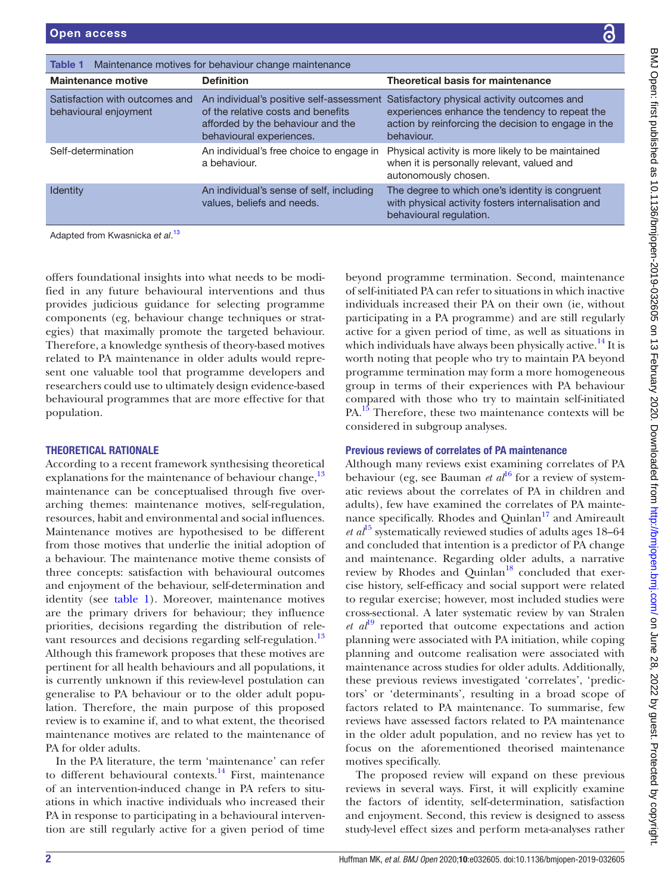Table 1 Maintenance motives for behaviour change maintenance

| Maintenance motive | Definition | Theoretical basis for maintenance |
|---|---|---|
| Satisfaction with outcomes and behavioural enjoyment | An individual's positive self-assessment of the relative costs and benefits afforded by the behaviour and the behavioural experiences. | Satisfactory physical activity outcomes and experiences enhance the tendency to repeat the action by reinforcing the decision to engage in the behaviour. |
| Self-determination | An individual's free choice to engage in a behaviour. | Physical activity is more likely to be maintained when it is personally relevant, valued and autonomously chosen. |
| Identity | An individual's sense of self, including values, beliefs and needs. | The degree to which one's identity is congruent with physical activity fosters internalisation and behavioural regulation. |

Adapted from Kwasnicka *et al*.[13]

offers foundational insights into what needs to be modified in any future behavioural interventions and thus provides judicious guidance for selecting programme components (eg, behaviour change techniques or strategies) that maximally promote the targeted behaviour. Therefore, a knowledge synthesis of theory-based motives related to PA maintenance in older adults would represent one valuable tool that programme developers and researchers could use to ultimately design evidence-based behavioural programmes that are more effective for that population.

## THEORETICAL RATIONALE

According to a recent framework synthesising theoretical explanations for the maintenance of behaviour change,[13] maintenance can be conceptualised through five overarching themes: maintenance motives, self-regulation, resources, habit and environmental and social influences. Maintenance motives are hypothesised to be different from those motives that underlie the initial adoption of a behaviour. The maintenance motive theme consists of three concepts: satisfaction with behavioural outcomes and enjoyment of the behaviour, self-determination and identity (see table 1). Moreover, maintenance motives are the primary drivers for behaviour; they influence priorities, decisions regarding the distribution of relevant resources and decisions regarding self-regulation.[13] Although this framework proposes that these motives are pertinent for all health behaviours and all populations, it is currently unknown if this review-level postulation can generalise to PA behaviour or to the older adult population. Therefore, the main purpose of this proposed review is to examine if, and to what extent, the theorised maintenance motives are related to the maintenance of PA for older adults.

In the PA literature, the term 'maintenance' can refer to different behavioural contexts.[14] First, maintenance of an intervention-induced change in PA refers to situations in which inactive individuals who increased their PA in response to participating in a behavioural intervention are still regularly active for a given period of time beyond programme termination. Second, maintenance of self-initiated PA can refer to situations in which inactive individuals increased their PA on their own (ie, without participating in a PA programme) and are still regularly active for a given period of time, as well as situations in which individuals have always been physically active.[14] It is worth noting that people who try to maintain PA beyond programme termination may form a more homogeneous group in terms of their experiences with PA behaviour compared with those who try to maintain self-initiated PA.[15] Therefore, these two maintenance contexts will be considered in subgroup analyses.

### Previous reviews of correlates of PA maintenance

Although many reviews exist examining correlates of PA behaviour (eg, see Bauman *et al*[16] for a review of systematic reviews about the correlates of PA in children and adults), few have examined the correlates of PA maintenance specifically. Rhodes and Quinlan[17] and Amireault *et al*[15] systematically reviewed studies of adults ages 18–64 and concluded that intention is a predictor of PA change and maintenance. Regarding older adults, a narrative review by Rhodes and Quinlan[18] concluded that exercise history, self-efficacy and social support were related to regular exercise; however, most included studies were cross-sectional. A later systematic review by van Stralen *et al*[19] reported that outcome expectations and action planning were associated with PA initiation, while coping planning and outcome realisation were associated with maintenance across studies for older adults. Additionally, these previous reviews investigated 'correlates', 'predictors' or 'determinants', resulting in a broad scope of factors related to PA maintenance. To summarise, few reviews have assessed factors related to PA maintenance in the older adult population, and no review has yet to focus on the aforementioned theorised maintenance motives specifically.

The proposed review will expand on these previous reviews in several ways. First, it will explicitly examine the factors of identity, self-determination, satisfaction and enjoyment. Second, this review is designed to assess study-level effect sizes and perform meta-analyses rather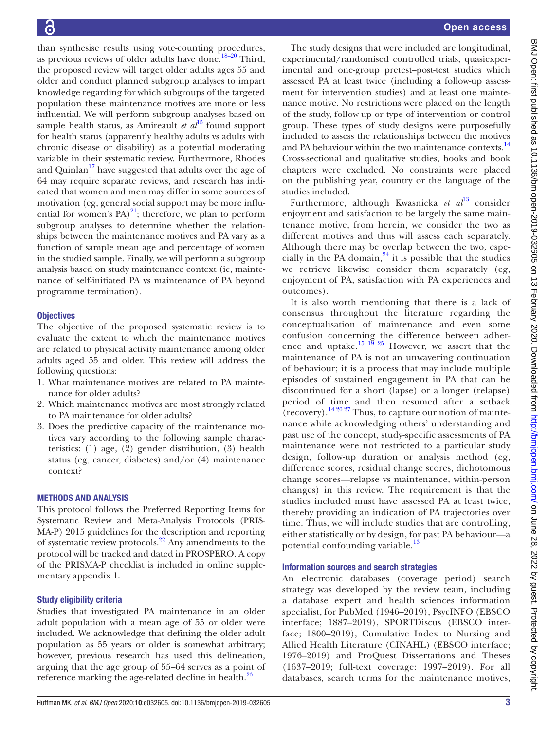than synthesise results using vote-counting procedures, as previous reviews of older adults have done.[18–20] Third, the proposed review will target older adults ages 55 and older and conduct planned subgroup analyses to impart knowledge regarding for which subgroups of the targeted population these maintenance motives are more or less influential. We will perform subgroup analyses based on sample health status, as Amireault *et al*[15] found support for health status (apparently healthy adults vs adults with chronic disease or disability) as a potential moderating variable in their systematic review. Furthermore, Rhodes and Quinlan[17] have suggested that adults over the age of 64 may require separate reviews, and research has indicated that women and men may differ in some sources of motivation (eg, general social support may be more influential for women's PA)[21]; therefore, we plan to perform subgroup analyses to determine whether the relationships between the maintenance motives and PA vary as a function of sample mean age and percentage of women in the studied sample. Finally, we will perform a subgroup analysis based on study maintenance context (ie, maintenance of self-initiated PA vs maintenance of PA beyond programme termination).

### Objectives

The objective of the proposed systematic review is to evaluate the extent to which the maintenance motives are related to physical activity maintenance among older adults aged 55 and older. This review will address the following questions:

1. What maintenance motives are related to PA maintenance for older adults?
2. Which maintenance motives are most strongly related to PA maintenance for older adults?
3. Does the predictive capacity of the maintenance motives vary according to the following sample characteristics: (1) age, (2) gender distribution, (3) health status (eg, cancer, diabetes) and/or (4) maintenance context?

## METHODS AND ANALYSIS

This protocol follows the Preferred Reporting Items for Systematic Review and Meta-Analysis Protocols (PRISMA-P) 2015 guidelines for the description and reporting of systematic review protocols.[22] Any amendments to the protocol will be tracked and dated in PROSPERO. A copy of the PRISMA-P checklist is included in online supplementary appendix 1.

### Study eligibility criteria

Studies that investigated PA maintenance in an older adult population with a mean age of 55 or older were included. We acknowledge that defining the older adult population as 55 years or older is somewhat arbitrary; however, previous research has used this delineation, arguing that the age group of 55–64 serves as a point of reference marking the age-related decline in health.[23]

The study designs that were included are longitudinal, experimental/randomised controlled trials, quasiexperimental and one-group pretest–post-test studies which assessed PA at least twice (including a follow-up assessment for intervention studies) and at least one maintenance motive. No restrictions were placed on the length of the study, follow-up or type of intervention or control group. These types of study designs were purposefully included to assess the relationships between the motives and PA behaviour within the two maintenance contexts.[14] Cross-sectional and qualitative studies, books and book chapters were excluded. No constraints were placed on the publishing year, country or the language of the studies included.

Furthermore, although Kwasnicka *et al*[13] consider enjoyment and satisfaction to be largely the same maintenance motive, from herein, we consider the two as different motives and thus will assess each separately. Although there may be overlap between the two, especially in the PA domain,[24] it is possible that the studies we retrieve likewise consider them separately (eg, enjoyment of PA, satisfaction with PA experiences and outcomes).

It is also worth mentioning that there is a lack of consensus throughout the literature regarding the conceptualisation of maintenance and even some confusion concerning the difference between adherence and uptake.[15 19 25] However, we assert that the maintenance of PA is not an unwavering continuation of behaviour; it is a process that may include multiple episodes of sustained engagement in PA that can be discontinued for a short (lapse) or a longer (relapse) period of time and then resumed after a setback (recovery).[14 26 27] Thus, to capture our notion of maintenance while acknowledging others' understanding and past use of the concept, study-specific assessments of PA maintenance were not restricted to a particular study design, follow-up duration or analysis method (eg, difference scores, residual change scores, dichotomous change scores—relapse vs maintenance, within-person changes) in this review. The requirement is that the studies included must have assessed PA at least twice, thereby providing an indication of PA trajectories over time. Thus, we will include studies that are controlling, either statistically or by design, for past PA behaviour—a potential confounding variable.[13]

### Information sources and search strategies

An electronic databases (coverage period) search strategy was developed by the review team, including a database expert and health sciences information specialist, for PubMed (1946–2019), PsycINFO (EBSCO interface; 1887–2019), SPORTDiscus (EBSCO interface; 1800–2019), Cumulative Index to Nursing and Allied Health Literature (CINAHL) (EBSCO interface; 1976–2019) and ProQuest Dissertations and Theses (1637–2019; full-text coverage: 1997–2019). For all databases, search terms for the maintenance motives,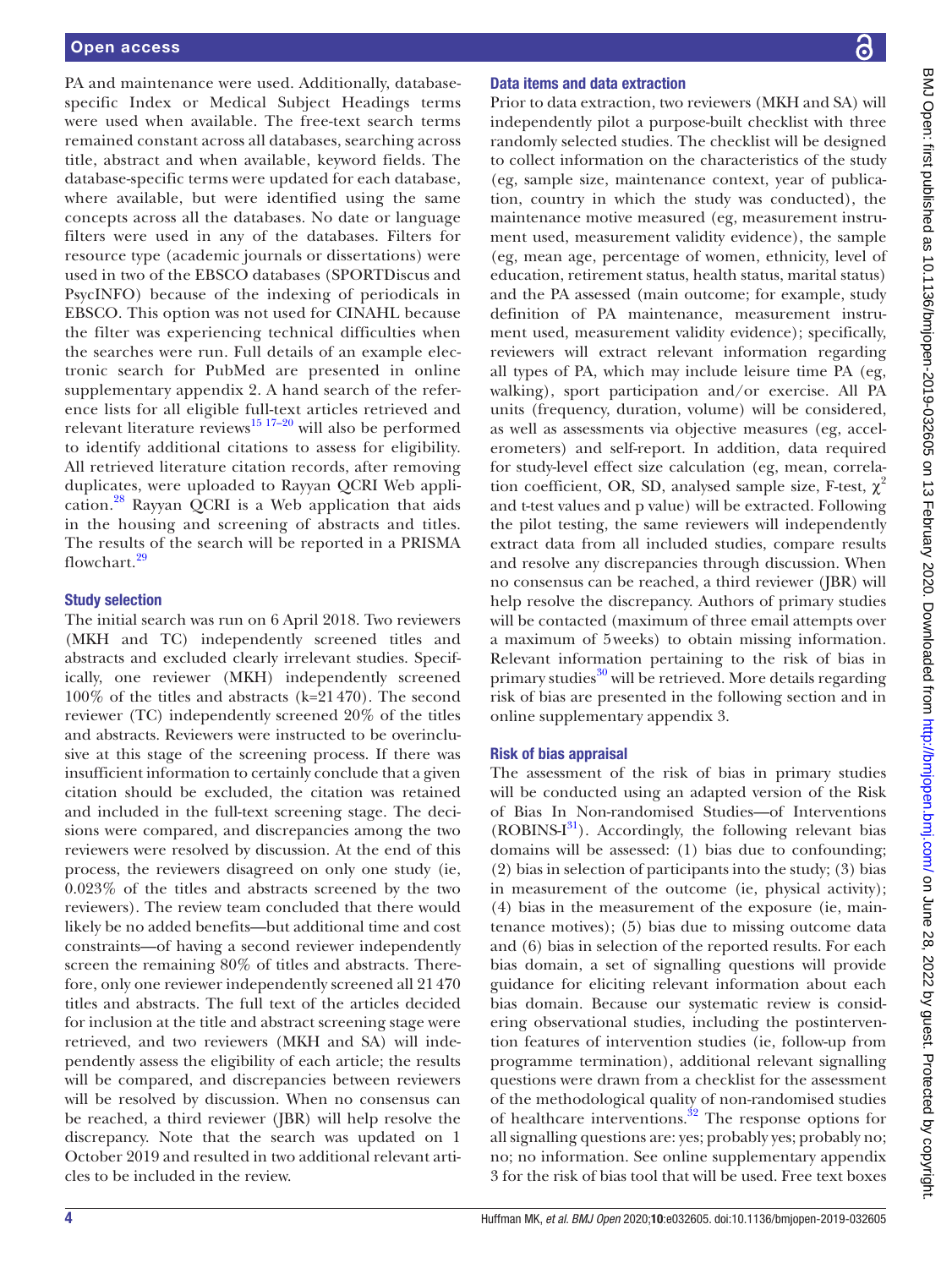PA and maintenance were used. Additionally, database-specific Index or Medical Subject Headings terms were used when available. The free-text search terms remained constant across all databases, searching across title, abstract and when available, keyword fields. The database-specific terms were updated for each database, where available, but were identified using the same concepts across all the databases. No date or language filters were used in any of the databases. Filters for resource type (academic journals or dissertations) were used in two of the EBSCO databases (SPORTDiscus and PsycINFO) because of the indexing of periodicals in EBSCO. This option was not used for CINAHL because the filter was experiencing technical difficulties when the searches were run. Full details of an example electronic search for PubMed are presented in online supplementary appendix 2. A hand search of the reference lists for all eligible full-text articles retrieved and relevant literature reviews[15 17–20] will also be performed to identify additional citations to assess for eligibility. All retrieved literature citation records, after removing duplicates, were uploaded to Rayyan QCRI Web application.[28] Rayyan QCRI is a Web application that aids in the housing and screening of abstracts and titles. The results of the search will be reported in a PRISMA flowchart.[29]

### Study selection

The initial search was run on 6 April 2018. Two reviewers (MKH and TC) independently screened titles and abstracts and excluded clearly irrelevant studies. Specifically, one reviewer (MKH) independently screened 100% of the titles and abstracts (k=21 470). The second reviewer (TC) independently screened 20% of the titles and abstracts. Reviewers were instructed to be overinclusive at this stage of the screening process. If there was insufficient information to certainly conclude that a given citation should be excluded, the citation was retained and included in the full-text screening stage. The decisions were compared, and discrepancies among the two reviewers were resolved by discussion. At the end of this process, the reviewers disagreed on only one study (ie, 0.023% of the titles and abstracts screened by the two reviewers). The review team concluded that there would likely be no added benefits—but additional time and cost constraints—of having a second reviewer independently screen the remaining 80% of titles and abstracts. Therefore, only one reviewer independently screened all 21 470 titles and abstracts. The full text of the articles decided for inclusion at the title and abstract screening stage were retrieved, and two reviewers (MKH and SA) will independently assess the eligibility of each article; the results will be compared, and discrepancies between reviewers will be resolved by discussion. When no consensus can be reached, a third reviewer (JBR) will help resolve the discrepancy. Note that the search was updated on 1 October 2019 and resulted in two additional relevant articles to be included in the review.

### Data items and data extraction

Prior to data extraction, two reviewers (MKH and SA) will independently pilot a purpose-built checklist with three randomly selected studies. The checklist will be designed to collect information on the characteristics of the study (eg, sample size, maintenance context, year of publication, country in which the study was conducted), the maintenance motive measured (eg, measurement instrument used, measurement validity evidence), the sample (eg, mean age, percentage of women, ethnicity, level of education, retirement status, health status, marital status) and the PA assessed (main outcome; for example, study definition of PA maintenance, measurement instrument used, measurement validity evidence); specifically, reviewers will extract relevant information regarding all types of PA, which may include leisure time PA (eg, walking), sport participation and/or exercise. All PA units (frequency, duration, volume) will be considered, as well as assessments via objective measures (eg, accelerometers) and self-report. In addition, data required for study-level effect size calculation (eg, mean, correlation coefficient, OR, SD, analysed sample size, F-test, $\chi^2$ and t-test values and p value) will be extracted. Following the pilot testing, the same reviewers will independently extract data from all included studies, compare results and resolve any discrepancies through discussion. When no consensus can be reached, a third reviewer (JBR) will help resolve the discrepancy. Authors of primary studies will be contacted (maximum of three email attempts over a maximum of 5 weeks) to obtain missing information. Relevant information pertaining to the risk of bias in primary studies[30] will be retrieved. More details regarding risk of bias are presented in the following section and in online supplementary appendix 3.

### Risk of bias appraisal

The assessment of the risk of bias in primary studies will be conducted using an adapted version of the Risk of Bias In Non-randomised Studies—of Interventions (ROBINS-I[31]). Accordingly, the following relevant bias domains will be assessed: (1) bias due to confounding; (2) bias in selection of participants into the study; (3) bias in measurement of the outcome (ie, physical activity); (4) bias in the measurement of the exposure (ie, maintenance motives); (5) bias due to missing outcome data and (6) bias in selection of the reported results. For each bias domain, a set of signalling questions will provide guidance for eliciting relevant information about each bias domain. Because our systematic review is considering observational studies, including the postintervention features of intervention studies (ie, follow-up from programme termination), additional relevant signalling questions were drawn from a checklist for the assessment of the methodological quality of non-randomised studies of healthcare interventions.[32] The response options for all signalling questions are: yes; probably yes; probably no; no; no information. See online supplementary appendix 3 for the risk of bias tool that will be used. Free text boxes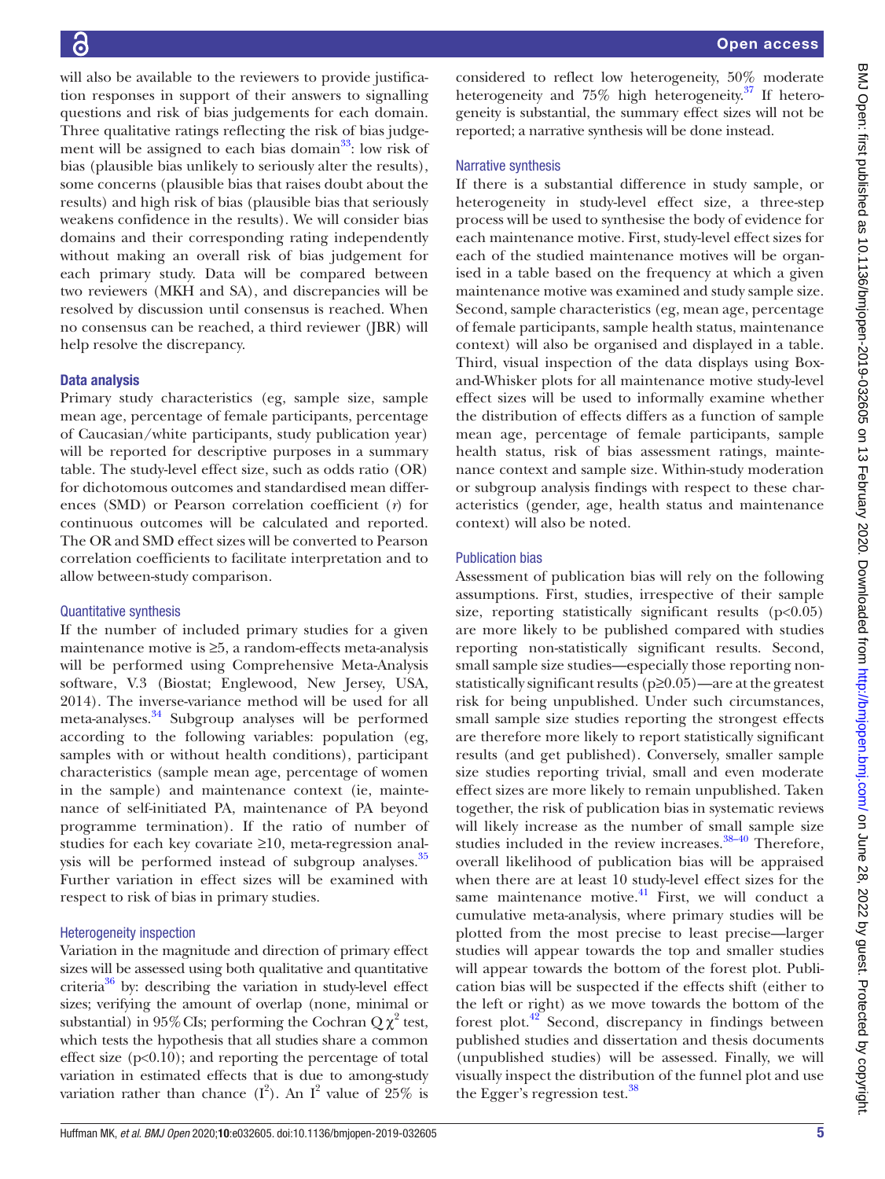will also be available to the reviewers to provide justification responses in support of their answers to signalling questions and risk of bias judgements for each domain. Three qualitative ratings reflecting the risk of bias judgement will be assigned to each bias domain[33]: low risk of bias (plausible bias unlikely to seriously alter the results), some concerns (plausible bias that raises doubt about the results) and high risk of bias (plausible bias that seriously weakens confidence in the results). We will consider bias domains and their corresponding rating independently without making an overall risk of bias judgement for each primary study. Data will be compared between two reviewers (MKH and SA), and discrepancies will be resolved by discussion until consensus is reached. When no consensus can be reached, a third reviewer (JBR) will help resolve the discrepancy.

## Data analysis

Primary study characteristics (eg, sample size, sample mean age, percentage of female participants, percentage of Caucasian/white participants, study publication year) will be reported for descriptive purposes in a summary table. The study-level effect size, such as odds ratio (OR) for dichotomous outcomes and standardised mean differences (SMD) or Pearson correlation coefficient ($r$) for continuous outcomes will be calculated and reported. The OR and SMD effect sizes will be converted to Pearson correlation coefficients to facilitate interpretation and to allow between-study comparison.

### Quantitative synthesis

If the number of included primary studies for a given maintenance motive is ≥5, a random-effects meta-analysis will be performed using Comprehensive Meta-Analysis software, V.3 (Biostat; Englewood, New Jersey, USA, 2014). The inverse-variance method will be used for all meta-analyses.[34] Subgroup analyses will be performed according to the following variables: population (eg, samples with or without health conditions), participant characteristics (sample mean age, percentage of women in the sample) and maintenance context (ie, maintenance of self-initiated PA, maintenance of PA beyond programme termination). If the ratio of number of studies for each key covariate ≥10, meta-regression analysis will be performed instead of subgroup analyses.[35] Further variation in effect sizes will be examined with respect to risk of bias in primary studies.

### Heterogeneity inspection

Variation in the magnitude and direction of primary effect sizes will be assessed using both qualitative and quantitative criteria[36] by: describing the variation in study-level effect sizes; verifying the amount of overlap (none, minimal or substantial) in 95% CIs; performing the Cochran Q $\chi^2$ test, which tests the hypothesis that all studies share a common effect size ($p<0.10$); and reporting the percentage of total variation in estimated effects that is due to among-study variation rather than chance ($I^2$). An $I^2$ value of 25% is considered to reflect low heterogeneity, 50% moderate heterogeneity and 75% high heterogeneity.[37] If heterogeneity is substantial, the summary effect sizes will not be reported; a narrative synthesis will be done instead.

### Narrative synthesis

If there is a substantial difference in study sample, or heterogeneity in study-level effect size, a three-step process will be used to synthesise the body of evidence for each maintenance motive. First, study-level effect sizes for each of the studied maintenance motives will be organised in a table based on the frequency at which a given maintenance motive was examined and study sample size. Second, sample characteristics (eg, mean age, percentage of female participants, sample health status, maintenance context) will also be organised and displayed in a table. Third, visual inspection of the data displays using Box-and-Whisker plots for all maintenance motive study-level effect sizes will be used to informally examine whether the distribution of effects differs as a function of sample mean age, percentage of female participants, sample health status, risk of bias assessment ratings, maintenance context and sample size. Within-study moderation or subgroup analysis findings with respect to these characteristics (gender, age, health status and maintenance context) will also be noted.

### Publication bias

Assessment of publication bias will rely on the following assumptions. First, studies, irrespective of their sample size, reporting statistically significant results ($p<0.05$) are more likely to be published compared with studies reporting non-statistically significant results. Second, small sample size studies—especially those reporting non-statistically significant results ($p\geq0.05$)—are at the greatest risk for being unpublished. Under such circumstances, small sample size studies reporting the strongest effects are therefore more likely to report statistically significant results (and get published). Conversely, smaller sample size studies reporting trivial, small and even moderate effect sizes are more likely to remain unpublished. Taken together, the risk of publication bias in systematic reviews will likely increase as the number of small sample size studies included in the review increases.[38–40] Therefore, overall likelihood of publication bias will be appraised when there are at least 10 study-level effect sizes for the same maintenance motive.[41] First, we will conduct a cumulative meta-analysis, where primary studies will be plotted from the most precise to least precise—larger studies will appear towards the top and smaller studies will appear towards the bottom of the forest plot. Publication bias will be suspected if the effects shift (either to the left or right) as we move towards the bottom of the forest plot.[42] Second, discrepancy in findings between published studies and dissertation and thesis documents (unpublished studies) will be assessed. Finally, we will visually inspect the distribution of the funnel plot and use the Egger's regression test.[38]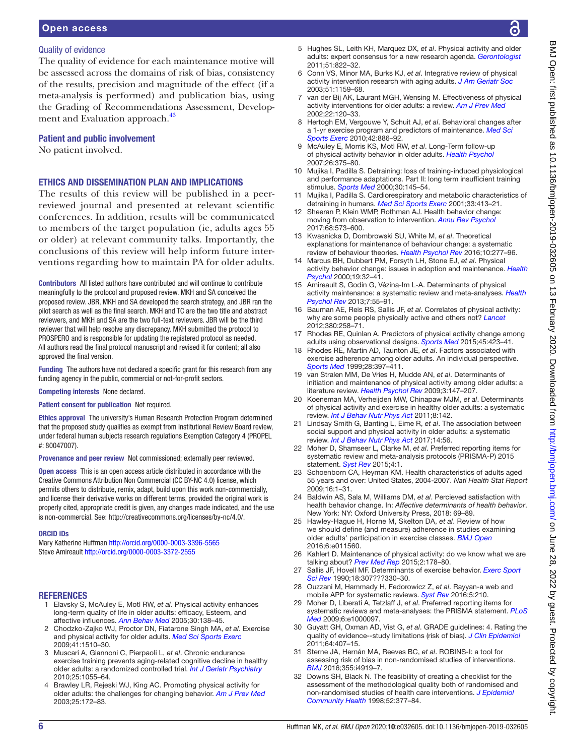### Quality of evidence

The quality of evidence for each maintenance motive will be assessed across the domains of risk of bias, consistency of the results, precision and magnitude of the effect (if a meta-analysis is performed) and publication bias, using the Grading of Recommendations Assessment, Development and Evaluation approach.[43]

### Patient and public involvement

No patient involved.

## ETHICS AND DISSEMINATION PLAN AND IMPLICATIONS

The results of this review will be published in a peer-reviewed journal and presented at relevant scientific conferences. In addition, results will be communicated to members of the target population (ie, adults ages 55 or older) at relevant community talks. Importantly, the conclusions of this review will help inform future interventions regarding how to maintain PA for older adults.

**Contributors** All listed authors have contributed and will continue to contribute meaningfully to the protocol and proposed review. MKH and SA conceived the proposed review. JBR, MKH and SA developed the search strategy, and JBR ran the pilot search as well as the final search. MKH and TC are the two title and abstract reviewers, and MKH and SA are the two full-text reviewers. JBR will be the third reviewer that will help resolve any discrepancy. MKH submitted the protocol to PROSPERO and is responsible for updating the registered protocol as needed. All authors read the final protocol manuscript and revised it for content; all also approved the final version.

**Funding** The authors have not declared a specific grant for this research from any funding agency in the public, commercial or not-for-profit sectors.

**Competing interests** None declared.

**Patient consent for publication** Not required.

**Ethics approval** The university's Human Research Protection Program determined that the proposed study qualifies as exempt from Institutional Review Board review, under federal human subjects research regulations Exemption Category 4 (PROPEL #: 80047007).

**Provenance and peer review** Not commissioned; externally peer reviewed.

**Open access** This is an open access article distributed in accordance with the Creative Commons Attribution Non Commercial (CC BY-NC 4.0) license, which permits others to distribute, remix, adapt, build upon this work non-commercially, and license their derivative works on different terms, provided the original work is properly cited, appropriate credit is given, any changes made indicated, and the use is non-commercial. See: http://creativecommons.org/licenses/by-nc/4.0/.

### ORCID iDs

Mary Katherine Huffman http://orcid.org/0000-0003-3396-5565
Steve Amireault http://orcid.org/0000-0003-3372-2555

## REFERENCES

1. Elavsky S, McAuley E, Motl RW, *et al*. Physical activity enhances long-term quality of life in older adults: efficacy, Esteem, and affective influences. *Ann Behav Med* 2005;30:138–45.
2. Chodzko-Zajko WJ, Proctor DN, Fiatarone Singh MA, *et al*. Exercise and physical activity for older adults. *Med Sci Sports Exerc* 2009;41:1510–30.
3. Muscari A, Giannoni C, Pierpaoli L, *et al*. Chronic endurance exercise training prevents aging-related cognitive decline in healthy older adults: a randomized controlled trial. *Int J Geriatr Psychiatry* 2010;25:1055–64.
4. Brawley LR, Rejeski WJ, King AC. Promoting physical activity for older adults: the challenges for changing behavior. *Am J Prev Med* 2003;25:172–83.
5. Hughes SL, Leith KH, Marquez DX, *et al*. Physical activity and older adults: expert consensus for a new research agenda. *Gerontologist* 2011;51:822–32.
6. Conn VS, Minor MA, Burks KJ, *et al*. Integrative review of physical activity intervention research with aging adults. *J Am Geriatr Soc* 2003;51:1159–68.
7. van der Bij AK, Laurant MGH, Wensing M. Effectiveness of physical activity interventions for older adults: a review. *Am J Prev Med* 2002;22:120–33.
8. Hertogh EM, Vergouwe Y, Schuit AJ, *et al*. Behavioral changes after a 1-yr exercise program and predictors of maintenance. *Med Sci Sports Exerc* 2010;42:886–92.
9. McAuley E, Morris KS, Motl RW, *et al*. Long-Term follow-up of physical activity behavior in older adults. *Health Psychol* 2007;26:375–80.
10. Mujika I, Padilla S. Detraining: loss of training-induced physiological and performance adaptations. Part II: long term insufficient training stimulus. *Sports Med* 2000;30:145–54.
11. Mujika I, Padilla S. Cardiorespiratory and metabolic characteristics of detraining in humans. *Med Sci Sports Exerc* 2001;33:413–21.
12. Sheeran P, Klein WMP, Rothman AJ. Health behavior change: moving from observation to intervention. *Annu Rev Psychol* 2017;68:573–600.
13. Kwasnicka D, Dombrowski SU, White M, *et al*. Theoretical explanations for maintenance of behaviour change: a systematic review of behaviour theories. *Health Psychol Rev* 2016;10:277–96.
14. Marcus BH, Dubbert PM, Forsyth LH, Stone EJ, *et al*. Physical activity behavior change: issues in adoption and maintenance. *Health Psychol* 2000;19:32–41.
15. Amireault S, Godin G, Vézina-Im L-A. Determinants of physical activity maintenance: a systematic review and meta-analyses. *Health Psychol Rev* 2013;7:55–91.
16. Bauman AE, Reis RS, Sallis JF, *et al*. Correlates of physical activity: why are some people physically active and others not? *Lancet* 2012;380:258–71.
17. Rhodes RE, Quinlan A. Predictors of physical activity change among adults using observational designs. *Sports Med* 2015;45:423–41.
18. Rhodes RE, Martin AD, Taunton JE, *et al*. Factors associated with exercise adherence among older adults. An individual perspective. *Sports Med* 1999;28:397–411.
19. van Stralen MM, De Vries H, Mudde AN, *et al*. Determinants of initiation and maintenance of physical activity among older adults: a literature review. *Health Psychol Rev* 2009;3:147–207.
20. Koeneman MA, Verheijden MW, Chinapaw MJM, *et al*. Determinants of physical activity and exercise in healthy older adults: a systematic review. *Int J Behav Nutr Phys Act* 2011;8:142.
21. Lindsay Smith G, Banting L, Eime R, *et al*. The association between social support and physical activity in older adults: a systematic review. *Int J Behav Nutr Phys Act* 2017;14:56.
22. Moher D, Shamseer L, Clarke M, *et al*. Preferred reporting items for systematic review and meta-analysis protocols (PRISMA-P) 2015 statement. *Syst Rev* 2015;4:1.
23. Schoenborn CA, Heyman KM. Health characteristics of adults aged 55 years and over: United States, 2004-2007. *Natl Health Stat Report* 2009;16:1–31.
24. Baldwin AS, Sala M, Williams DM, *et al*. Percieved satisfaction with health behavior change. In: *Affective determinants of health behavior*. New York: NY: Oxford University Press, 2018: 69–89.
25. Hawley-Hague H, Horne M, Skelton DA, *et al*. Review of how we should define (and measure) adherence in studies examining older adults' participation in exercise classes. *BMJ Open* 2016;6:e011560.
26. Kahlert D. Maintenance of physical activity: do we know what we are talking about? *Prev Med Rep* 2015;2:178–80.
27. Sallis JF, Hovell MF. Determinants of exercise behavior. *Exerc Sport Sci Rev* 1990;18:307???330–30.
28. Ouzzani M, Hammady H, Fedorowicz Z, *et al*. Rayyan-a web and mobile APP for systematic reviews. *Syst Rev* 2016;5:210.
29. Moher D, Liberati A, Tetzlaff J, *et al*. Preferred reporting items for systematic reviews and meta-analyses: the PRISMA statement. *PLoS Med* 2009;6:e1000097.
30. Guyatt GH, Oxman AD, Vist G, *et al*. GRADE guidelines: 4. Rating the quality of evidence--study limitations (risk of bias). *J Clin Epidemiol* 2011;64:407–15.
31. Sterne JA, Hernán MA, Reeves BC, *et al*. ROBINS-I: a tool for assessing risk of bias in non-randomised studies of interventions. *BMJ* 2016;355:i4919–7.
32. Downs SH, Black N. The feasibility of creating a checklist for the assessment of the methodological quality both of randomised and non-randomised studies of health care interventions. *J Epidemiol Community Health* 1998;52:377–84.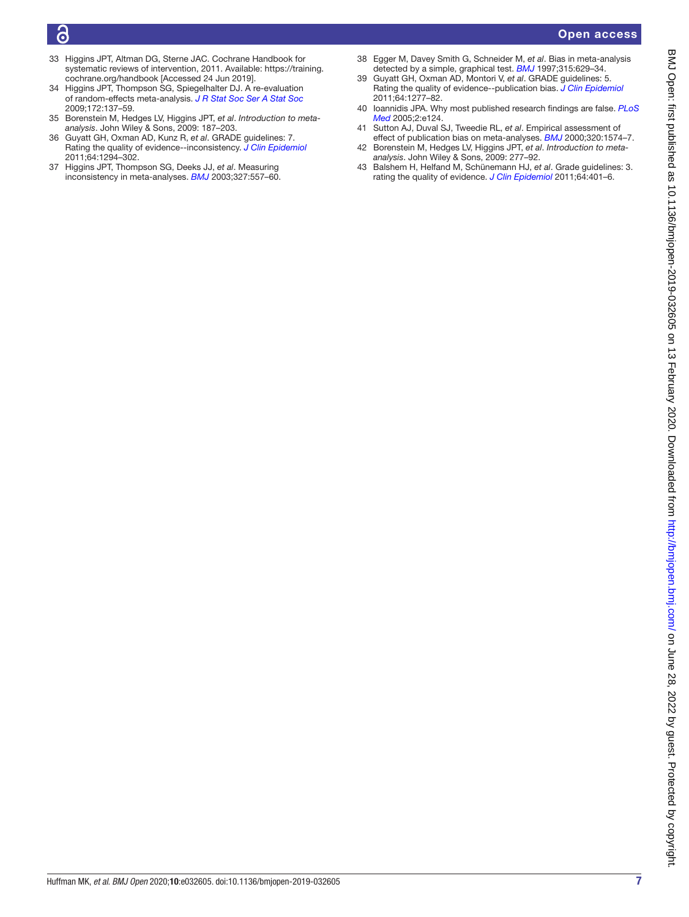33 Higgins JPT, Altman DG, Sterne JAC. Cochrane Handbook for systematic reviews of intervention, 2011. Available: https://training.cochrane.org/handbook [Accessed 24 Jun 2019].

34 Higgins JPT, Thompson SG, Spiegelhalter DJ. A re-evaluation of random-effects meta-analysis. *J R Stat Soc Ser A Stat Soc* 2009;172:137–59.

35 Borenstein M, Hedges LV, Higgins JPT, *et al*. *Introduction to meta-analysis*. John Wiley & Sons, 2009: 187–203.

36 Guyatt GH, Oxman AD, Kunz R, *et al*. GRADE guidelines: 7. Rating the quality of evidence--inconsistency. *J Clin Epidemiol* 2011;64:1294–302.

37 Higgins JPT, Thompson SG, Deeks JJ, *et al*. Measuring inconsistency in meta-analyses. *BMJ* 2003;327:557–60.

38 Egger M, Davey Smith G, Schneider M, *et al*. Bias in meta-analysis detected by a simple, graphical test. *BMJ* 1997;315:629–34.

39 Guyatt GH, Oxman AD, Montori V, *et al*. GRADE guidelines: 5. Rating the quality of evidence--publication bias. *J Clin Epidemiol* 2011;64:1277–82.

40 Ioannidis JPA. Why most published research findings are false. *PLoS Med* 2005;2:e124.

41 Sutton AJ, Duval SJ, Tweedie RL, *et al*. Empirical assessment of effect of publication bias on meta-analyses. *BMJ* 2000;320:1574–7.

42 Borenstein M, Hedges LV, Higgins JPT, *et al*. *Introduction to meta-analysis*. John Wiley & Sons, 2009: 277–92.

43 Balshem H, Helfand M, Schünemann HJ, *et al*. Grade guidelines: 3. rating the quality of evidence. *J Clin Epidemiol* 2011;64:401–6.